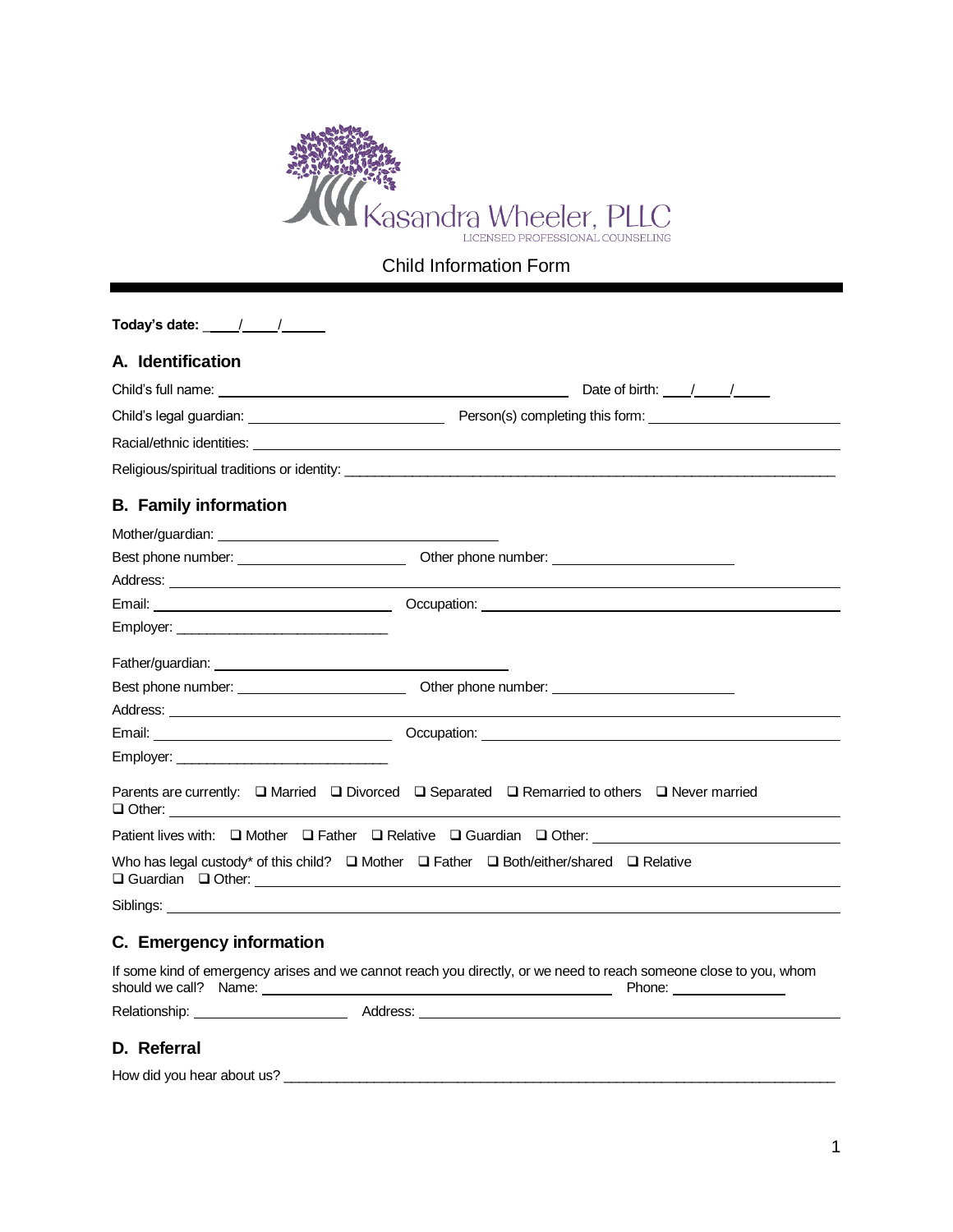Kasandra Wheeler, PLLC
LICENSED PROFESSIONAL COUNSELING

# Child Information Form

**Today's date:** ____/____/______

## A. Identification

Child's full name: ______________________________ Date of birth: ____/____/____

Child's legal guardian: ______________________ Person(s) completing this form: ______________________

Racial/ethnic identities: ______________________________________________

Religious/spiritual traditions or identity: ______________________________________________

## B. Family information

Mother/guardian: ______________________________

Best phone number: ____________________ Other phone number: ____________________

Address: ______________________________________________

Email: ____________________________ Occupation: ____________________________

Employer: ____________________________

Father/guardian: ______________________________

Best phone number: ____________________ Other phone number: ____________________

Address: ______________________________________________

Email: ____________________________ Occupation: ____________________________

Employer: ____________________________

Parents are currently: ☐ Married ☐ Divorced ☐ Separated ☐ Remarried to others ☐ Never married
☐ Other: ______________________________________________

Patient lives with: ☐ Mother ☐ Father ☐ Relative ☐ Guardian ☐ Other: ____________________

Who has legal custody* of this child? ☐ Mother ☐ Father ☐ Both/either/shared ☐ Relative
☐ Guardian ☐ Other: ______________________________________________

Siblings: ______________________________________________

## C. Emergency information

If some kind of emergency arises and we cannot reach you directly, or we need to reach someone close to you, whom should we call? Name: ______________________________ Phone: ______________

Relationship: ____________________ Address: ______________________________________________

## D. Referral

How did you hear about us? ______________________________________________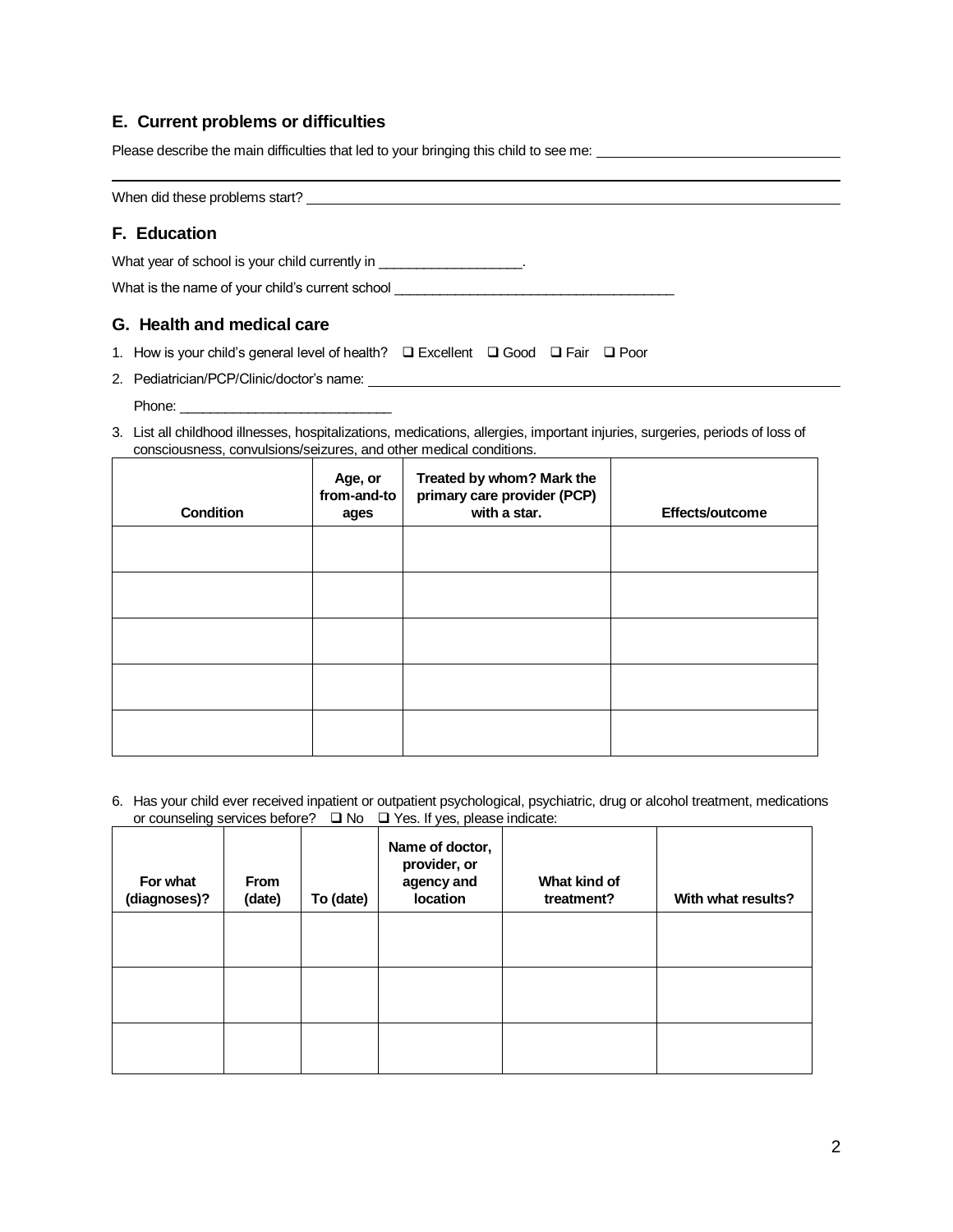## E. Current problems or difficulties

Please describe the main difficulties that led to your bringing this child to see me: \_\_\_\_\_\_\_\_\_\_\_\_\_\_\_\_\_\_\_\_\_\_\_\_\_\_\_\_\_\_\_\_

\_\_\_\_\_\_\_\_\_\_\_\_\_\_\_\_\_\_\_\_\_\_\_\_\_\_\_\_\_\_\_\_\_\_\_\_\_\_\_\_\_\_\_\_\_\_\_\_\_\_\_\_\_\_\_\_\_\_\_\_\_\_\_\_\_\_\_\_\_\_\_\_\_\_\_\_\_\_\_\_\_\_\_\_\_\_\_\_\_\_\_\_

When did these problems start? \_\_\_\_\_\_\_\_\_\_\_\_\_\_\_\_\_\_\_\_\_\_\_\_\_\_\_\_\_\_\_\_\_\_\_\_\_\_\_\_\_\_\_\_\_\_\_\_\_\_\_\_\_\_\_\_\_\_\_\_\_\_\_\_\_\_\_\_\_\_

## F. Education

What year of school is your child currently in \_\_\_\_\_\_\_\_\_\_\_\_\_\_\_\_\_\_\_.

What is the name of your child's current school \_\_\_\_\_\_\_\_\_\_\_\_\_\_\_\_\_\_\_\_\_\_\_\_\_\_\_\_\_\_\_\_\_\_\_\_\_\_

## G. Health and medical care

1. How is your child's general level of health? ❑ Excellent ❑ Good ❑ Fair ❑ Poor
2. Pediatrician/PCP/Clinic/doctor's name: \_\_\_\_\_\_\_\_\_\_\_\_\_\_\_\_\_\_\_\_\_\_\_\_\_\_\_\_\_\_\_\_\_\_\_\_\_\_\_\_\_\_\_\_\_\_\_\_\_\_\_\_\_\_\_\_\_\_

   Phone: \_\_\_\_\_\_\_\_\_\_\_\_\_\_\_\_\_\_\_\_\_\_\_\_\_\_\_\_\_\_

3. List all childhood illnesses, hospitalizations, medications, allergies, important injuries, surgeries, periods of loss of consciousness, convulsions/seizures, and other medical conditions.

| Condition | Age, or from-and-to ages | Treated by whom? Mark the primary care provider (PCP) with a star. | Effects/outcome |
|---|---|---|---|
| | | | |
| | | | |
| | | | |
| | | | |
| | | | |

6. Has your child ever received inpatient or outpatient psychological, psychiatric, drug or alcohol treatment, medications or counseling services before? ❑ No ❑ Yes. If yes, please indicate:

| For what (diagnoses)? | From (date) | To (date) | Name of doctor, provider, or agency and location | What kind of treatment? | With what results? |
|---|---|---|---|---|---|
| | | | | | |
| | | | | | |
| | | | | | |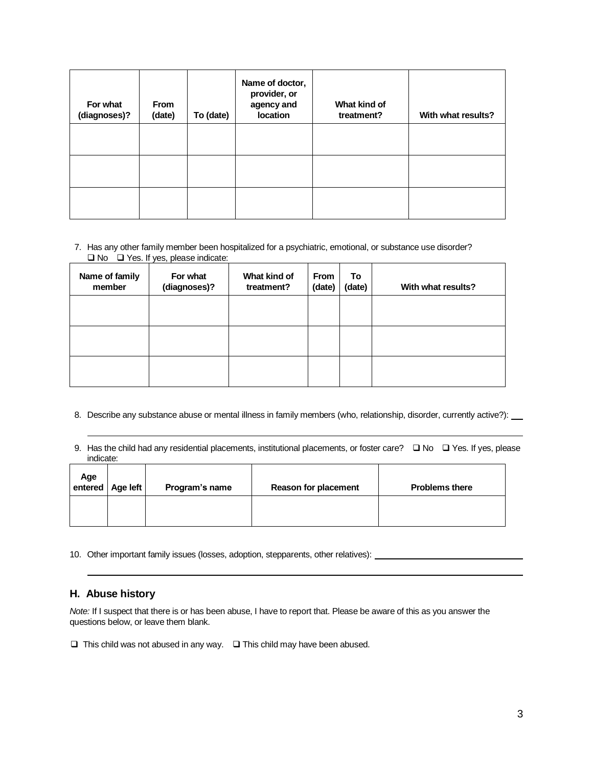| For what (diagnoses)? | From (date) | To (date) | Name of doctor, provider, or agency and location | What kind of treatment? | With what results? |
|---|---|---|---|---|---|
| | | | | | |
| | | | | | |
| | | | | | |

7. Has any other family member been hospitalized for a psychiatric, emotional, or substance use disorder?
   ❑ No ❑ Yes. If yes, please indicate:

| Name of family member | For what (diagnoses)? | What kind of treatment? | From (date) | To (date) | With what results? |
|---|---|---|---|---|---|
| | | | | | |
| | | | | | |
| | | | | | |

8. Describe any substance abuse or mental illness in family members (who, relationship, disorder, currently active?): \_\_\_

9. Has the child had any residential placements, institutional placements, or foster care? ❑ No ❑ Yes. If yes, please indicate:

| Age entered | Age left | Program's name | Reason for placement | Problems there |
|---|---|---|---|---|
| | | | | |

10. Other important family issues (losses, adoption, stepparents, other relatives): \_\_\_

## H. Abuse history

*Note:* If I suspect that there is or has been abuse, I have to report that. Please be aware of this as you answer the questions below, or leave them blank.

❑ This child was not abused in any way. ❑ This child may have been abused.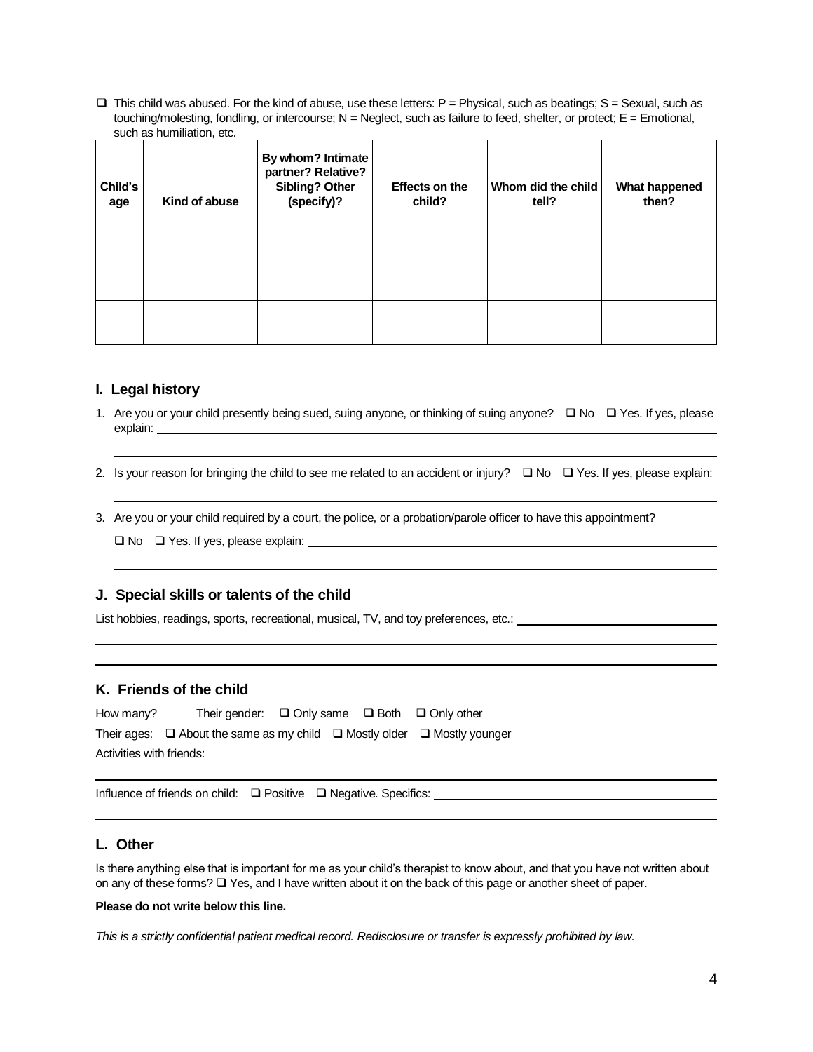❑ This child was abused. For the kind of abuse, use these letters: P = Physical, such as beatings; S = Sexual, such as touching/molesting, fondling, or intercourse; N = Neglect, such as failure to feed, shelter, or protect; E = Emotional, such as humiliation, etc.

| Child's age | Kind of abuse | By whom? Intimate partner? Relative? Sibling? Other (specify)? | Effects on the child? | Whom did the child tell? | What happened then? |
|---|---|---|---|---|---|
| | | | | | |
| | | | | | |
| | | | | | |

## I. Legal history

1. Are you or your child presently being sued, suing anyone, or thinking of suing anyone? ❑ No ❑ Yes. If yes, please explain: ______________________________

2. Is your reason for bringing the child to see me related to an accident or injury? ❑ No ❑ Yes. If yes, please explain: ______________________________

3. Are you or your child required by a court, the police, or a probation/parole officer to have this appointment?

   ❑ No ❑ Yes. If yes, please explain: ______________________________

## J. Special skills or talents of the child

List hobbies, readings, sports, recreational, musical, TV, and toy preferences, etc.: ______________________________

## K. Friends of the child

How many? ____ Their gender: ❑ Only same ❑ Both ❑ Only other

Their ages: ❑ About the same as my child ❑ Mostly older ❑ Mostly younger

Activities with friends: ______________________________

Influence of friends on child: ❑ Positive ❑ Negative. Specifics: ______________________________

## L. Other

Is there anything else that is important for me as your child's therapist to know about, and that you have not written about on any of these forms? ❑ Yes, and I have written about it on the back of this page or another sheet of paper.

**Please do not write below this line.**

*This is a strictly confidential patient medical record. Redisclosure or transfer is expressly prohibited by law.*